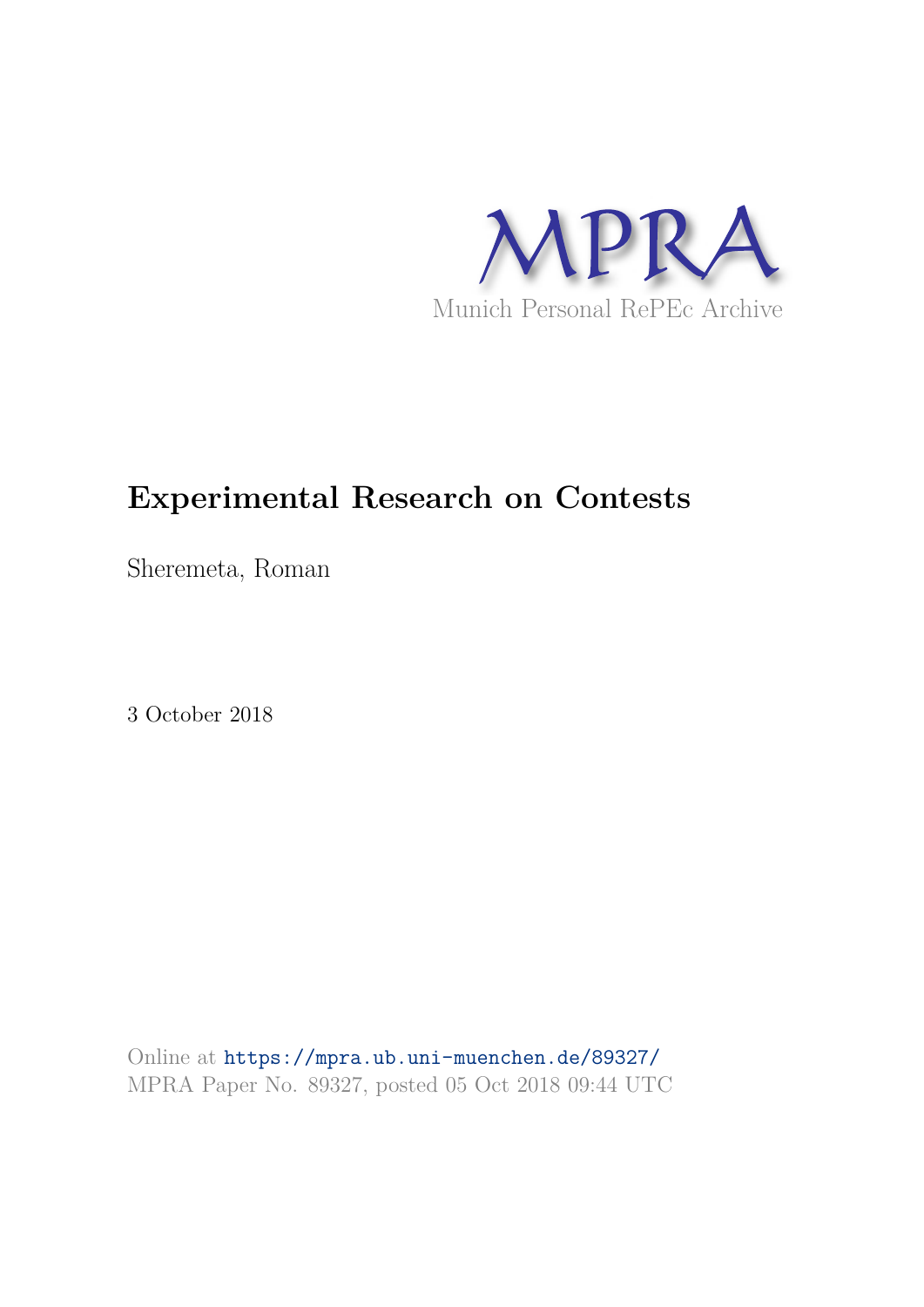MPRA

Munich Personal RePEc Archive

# Experimental Research on Contests

Sheremeta, Roman

3 October 2018

Online at https://mpra.ub.uni-muenchen.de/89327/
MPRA Paper No. 89327, posted 05 Oct 2018 09:44 UTC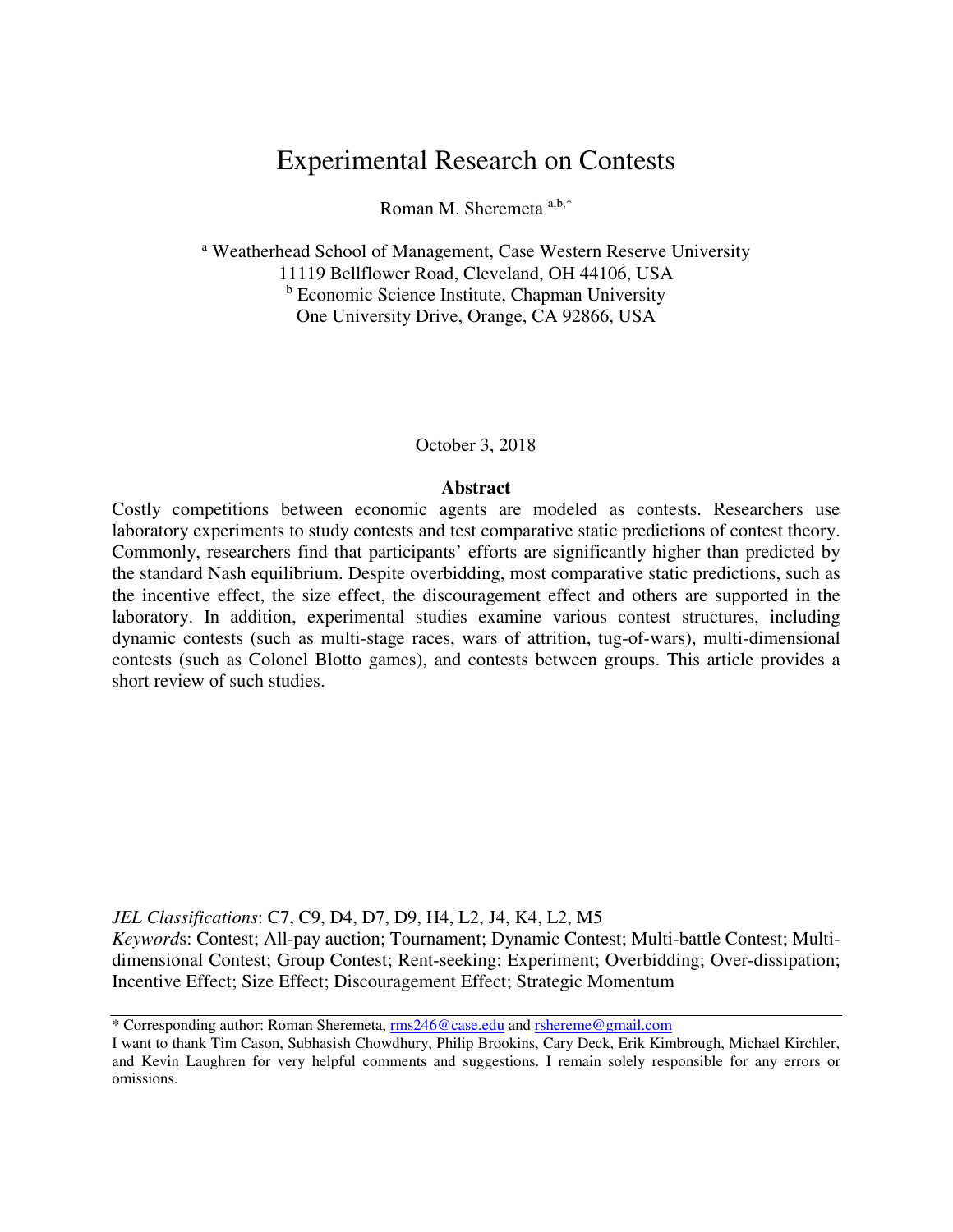# Experimental Research on Contests

Roman M. Sheremeta [a,b,*]

[a] Weatherhead School of Management, Case Western Reserve University
11119 Bellflower Road, Cleveland, OH 44106, USA
[b] Economic Science Institute, Chapman University
One University Drive, Orange, CA 92866, USA

October 3, 2018

**Abstract**

Costly competitions between economic agents are modeled as contests. Researchers use laboratory experiments to study contests and test comparative static predictions of contest theory. Commonly, researchers find that participants' efforts are significantly higher than predicted by the standard Nash equilibrium. Despite overbidding, most comparative static predictions, such as the incentive effect, the size effect, the discouragement effect and others are supported in the laboratory. In addition, experimental studies examine various contest structures, including dynamic contests (such as multi-stage races, wars of attrition, tug-of-wars), multi-dimensional contests (such as Colonel Blotto games), and contests between groups. This article provides a short review of such studies.

*JEL Classifications*: C7, C9, D4, D7, D9, H4, L2, J4, K4, L2, M5

*Keywords*: Contest; All-pay auction; Tournament; Dynamic Contest; Multi-battle Contest; Multi-dimensional Contest; Group Contest; Rent-seeking; Experiment; Overbidding; Over-dissipation; Incentive Effect; Size Effect; Discouragement Effect; Strategic Momentum

\* Corresponding author: Roman Sheremeta, rms246@case.edu and rshereme@gmail.com

I want to thank Tim Cason, Subhasish Chowdhury, Philip Brookins, Cary Deck, Erik Kimbrough, Michael Kirchler, and Kevin Laughren for very helpful comments and suggestions. I remain solely responsible for any errors or omissions.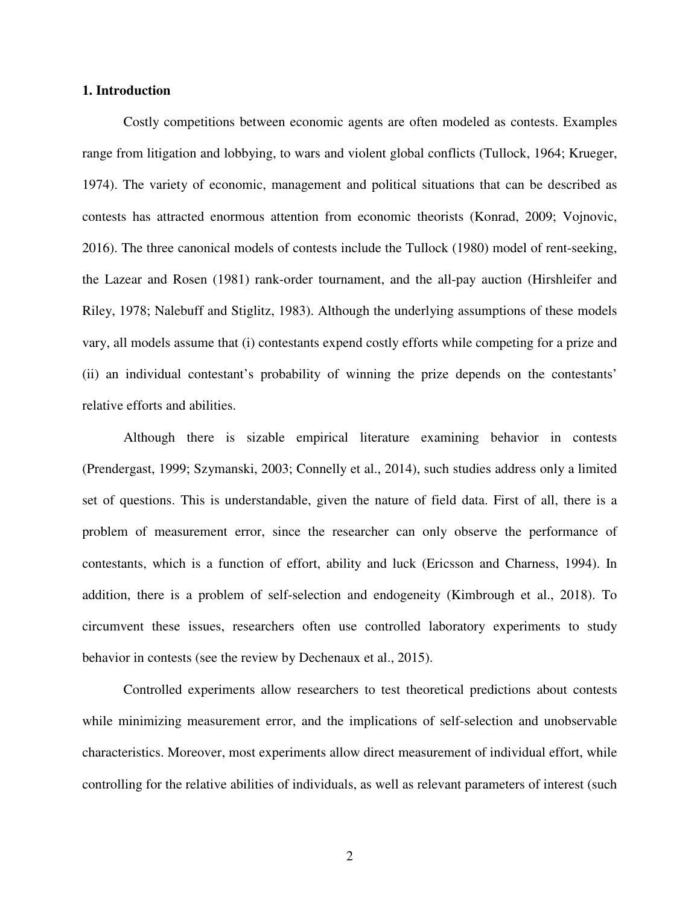## 1. Introduction

Costly competitions between economic agents are often modeled as contests. Examples range from litigation and lobbying, to wars and violent global conflicts (Tullock, 1964; Krueger, 1974). The variety of economic, management and political situations that can be described as contests has attracted enormous attention from economic theorists (Konrad, 2009; Vojnovic, 2016). The three canonical models of contests include the Tullock (1980) model of rent-seeking, the Lazear and Rosen (1981) rank-order tournament, and the all-pay auction (Hirshleifer and Riley, 1978; Nalebuff and Stiglitz, 1983). Although the underlying assumptions of these models vary, all models assume that (i) contestants expend costly efforts while competing for a prize and (ii) an individual contestant's probability of winning the prize depends on the contestants' relative efforts and abilities.

Although there is sizable empirical literature examining behavior in contests (Prendergast, 1999; Szymanski, 2003; Connelly et al., 2014), such studies address only a limited set of questions. This is understandable, given the nature of field data. First of all, there is a problem of measurement error, since the researcher can only observe the performance of contestants, which is a function of effort, ability and luck (Ericsson and Charness, 1994). In addition, there is a problem of self-selection and endogeneity (Kimbrough et al., 2018). To circumvent these issues, researchers often use controlled laboratory experiments to study behavior in contests (see the review by Dechenaux et al., 2015).

Controlled experiments allow researchers to test theoretical predictions about contests while minimizing measurement error, and the implications of self-selection and unobservable characteristics. Moreover, most experiments allow direct measurement of individual effort, while controlling for the relative abilities of individuals, as well as relevant parameters of interest (such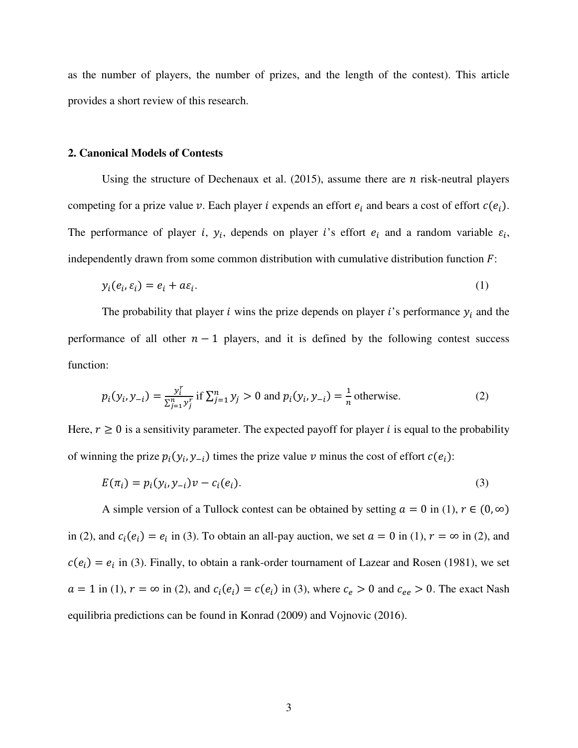as the number of players, the number of prizes, and the length of the contest). This article provides a short review of this research.

## 2. Canonical Models of Contests

Using the structure of Dechenaux et al. (2015), assume there are $n$ risk-neutral players competing for a prize value $v$. Each player $i$ expends an effort $e_i$ and bears a cost of effort $c(e_i)$. The performance of player $i$, $y_i$, depends on player $i$'s effort $e_i$ and a random variable $\varepsilon_i$, independently drawn from some common distribution with cumulative distribution function $F$:

$$y_i(e_i, \varepsilon_i) = e_i + a\varepsilon_i. \tag{1}$$

The probability that player $i$ wins the prize depends on player $i$'s performance $y_i$ and the performance of all other $n-1$ players, and it is defined by the following contest success function:

$$p_i(y_i, y_{-i}) = \frac{y_i^r}{\sum_{j=1}^{n} y_j^r} \text{ if } \sum_{j=1}^{n} y_j > 0 \text{ and } p_i(y_i, y_{-i}) = \frac{1}{n} \text{ otherwise.} \tag{2}$$

Here, $r \geq 0$ is a sensitivity parameter. The expected payoff for player $i$ is equal to the probability of winning the prize $p_i(y_i, y_{-i})$ times the prize value $v$ minus the cost of effort $c(e_i)$:

$$E(\pi_i) = p_i(y_i, y_{-i})v - c_i(e_i). \tag{3}$$

A simple version of a Tullock contest can be obtained by setting $a = 0$ in (1), $r \in (0, \infty)$ in (2), and $c_i(e_i) = e_i$ in (3). To obtain an all-pay auction, we set $a = 0$ in (1), $r = \infty$ in (2), and $c(e_i) = e_i$ in (3). Finally, to obtain a rank-order tournament of Lazear and Rosen (1981), we set $a = 1$ in (1), $r = \infty$ in (2), and $c_i(e_i) = c(e_i)$ in (3), where $c_e > 0$ and $c_{ee} > 0$. The exact Nash equilibria predictions can be found in Konrad (2009) and Vojnovic (2016).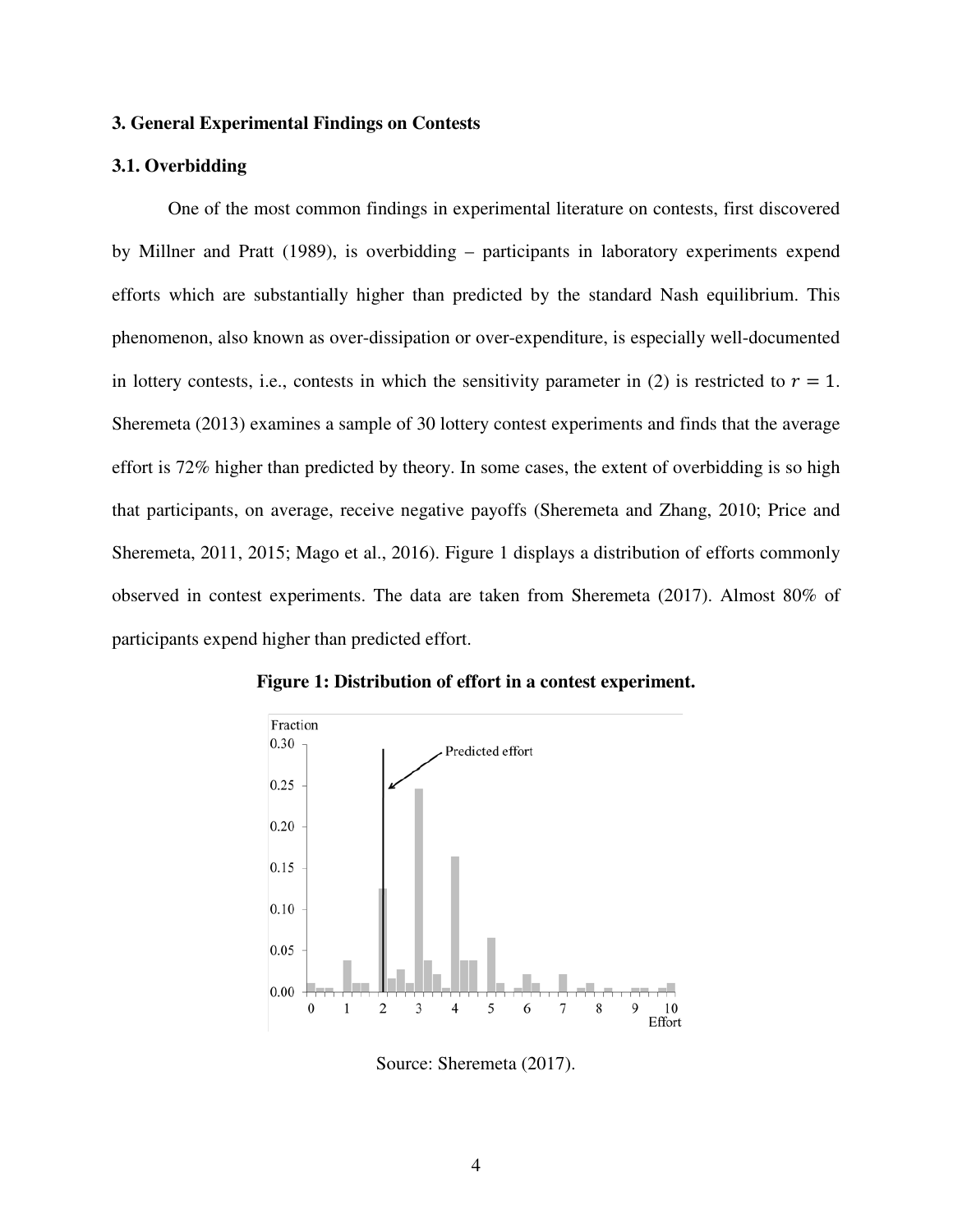### 3. General Experimental Findings on Contests

### 3.1. Overbidding

One of the most common findings in experimental literature on contests, first discovered by Millner and Pratt (1989), is overbidding – participants in laboratory experiments expend efforts which are substantially higher than predicted by the standard Nash equilibrium. This phenomenon, also known as over-dissipation or over-expenditure, is especially well-documented in lottery contests, i.e., contests in which the sensitivity parameter in (2) is restricted to $r = 1$. Sheremeta (2013) examines a sample of 30 lottery contest experiments and finds that the average effort is 72% higher than predicted by theory. In some cases, the extent of overbidding is so high that participants, on average, receive negative payoffs (Sheremeta and Zhang, 2010; Price and Sheremeta, 2011, 2015; Mago et al., 2016). Figure 1 displays a distribution of efforts commonly observed in contest experiments. The data are taken from Sheremeta (2017). Almost 80% of participants expend higher than predicted effort.

**Figure 1: Distribution of effort in a contest experiment.**

Source: Sheremeta (2017).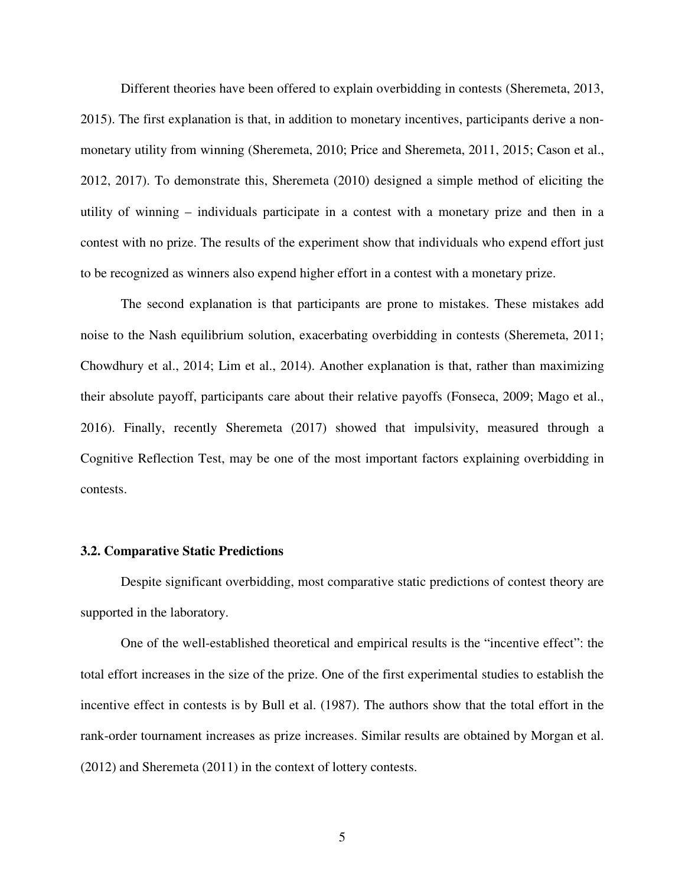Different theories have been offered to explain overbidding in contests (Sheremeta, 2013, 2015). The first explanation is that, in addition to monetary incentives, participants derive a non-monetary utility from winning (Sheremeta, 2010; Price and Sheremeta, 2011, 2015; Cason et al., 2012, 2017). To demonstrate this, Sheremeta (2010) designed a simple method of eliciting the utility of winning – individuals participate in a contest with a monetary prize and then in a contest with no prize. The results of the experiment show that individuals who expend effort just to be recognized as winners also expend higher effort in a contest with a monetary prize.

The second explanation is that participants are prone to mistakes. These mistakes add noise to the Nash equilibrium solution, exacerbating overbidding in contests (Sheremeta, 2011; Chowdhury et al., 2014; Lim et al., 2014). Another explanation is that, rather than maximizing their absolute payoff, participants care about their relative payoffs (Fonseca, 2009; Mago et al., 2016). Finally, recently Sheremeta (2017) showed that impulsivity, measured through a Cognitive Reflection Test, may be one of the most important factors explaining overbidding in contests.

### 3.2. Comparative Static Predictions

Despite significant overbidding, most comparative static predictions of contest theory are supported in the laboratory.

One of the well-established theoretical and empirical results is the "incentive effect": the total effort increases in the size of the prize. One of the first experimental studies to establish the incentive effect in contests is by Bull et al. (1987). The authors show that the total effort in the rank-order tournament increases as prize increases. Similar results are obtained by Morgan et al. (2012) and Sheremeta (2011) in the context of lottery contests.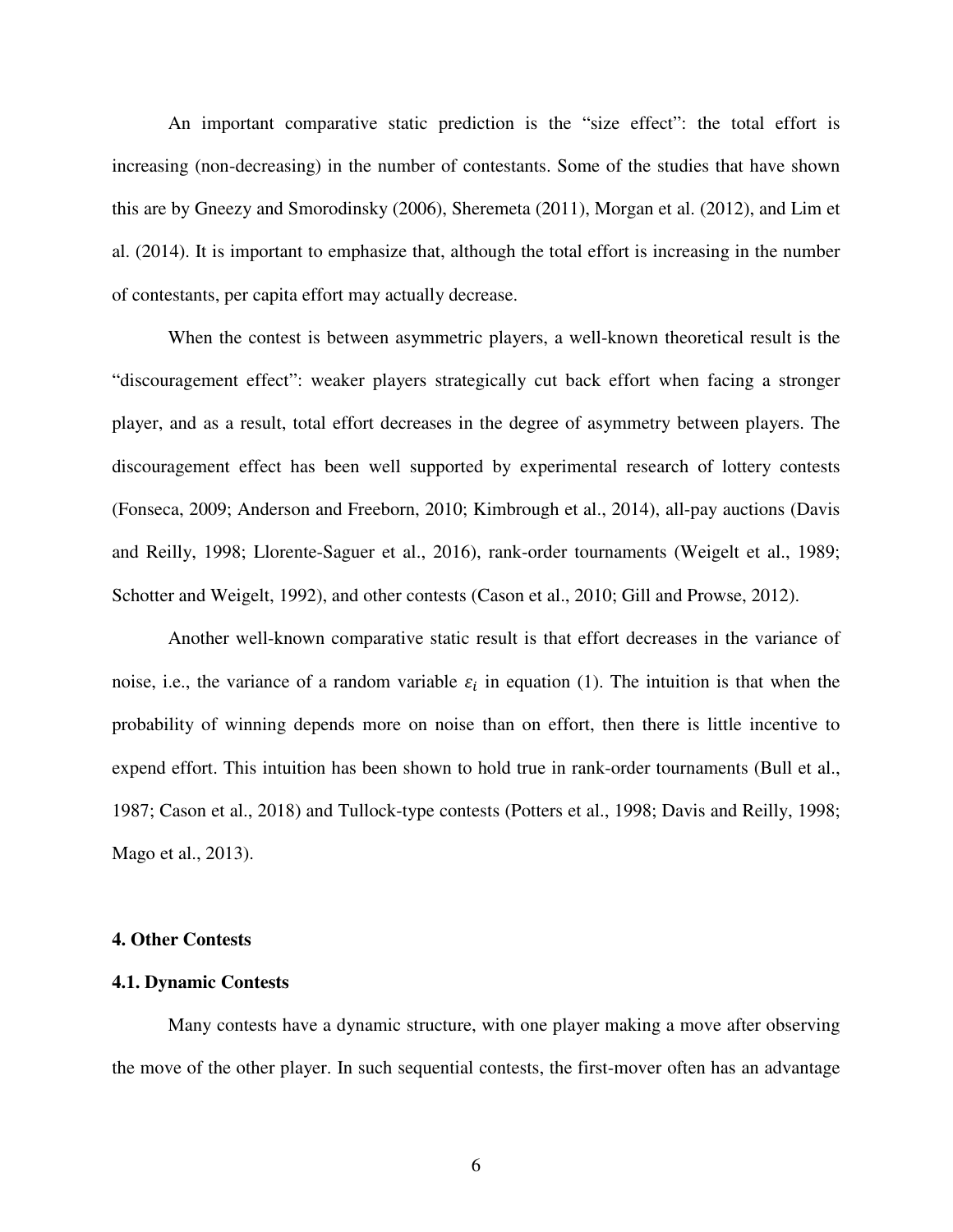An important comparative static prediction is the "size effect": the total effort is increasing (non-decreasing) in the number of contestants. Some of the studies that have shown this are by Gneezy and Smorodinsky (2006), Sheremeta (2011), Morgan et al. (2012), and Lim et al. (2014). It is important to emphasize that, although the total effort is increasing in the number of contestants, per capita effort may actually decrease.

When the contest is between asymmetric players, a well-known theoretical result is the "discouragement effect": weaker players strategically cut back effort when facing a stronger player, and as a result, total effort decreases in the degree of asymmetry between players. The discouragement effect has been well supported by experimental research of lottery contests (Fonseca, 2009; Anderson and Freeborn, 2010; Kimbrough et al., 2014), all-pay auctions (Davis and Reilly, 1998; Llorente-Saguer et al., 2016), rank-order tournaments (Weigelt et al., 1989; Schotter and Weigelt, 1992), and other contests (Cason et al., 2010; Gill and Prowse, 2012).

Another well-known comparative static result is that effort decreases in the variance of noise, i.e., the variance of a random variable $\varepsilon_i$ in equation (1). The intuition is that when the probability of winning depends more on noise than on effort, then there is little incentive to expend effort. This intuition has been shown to hold true in rank-order tournaments (Bull et al., 1987; Cason et al., 2018) and Tullock-type contests (Potters et al., 1998; Davis and Reilly, 1998; Mago et al., 2013).

## 4. Other Contests

### 4.1. Dynamic Contests

Many contests have a dynamic structure, with one player making a move after observing the move of the other player. In such sequential contests, the first-mover often has an advantage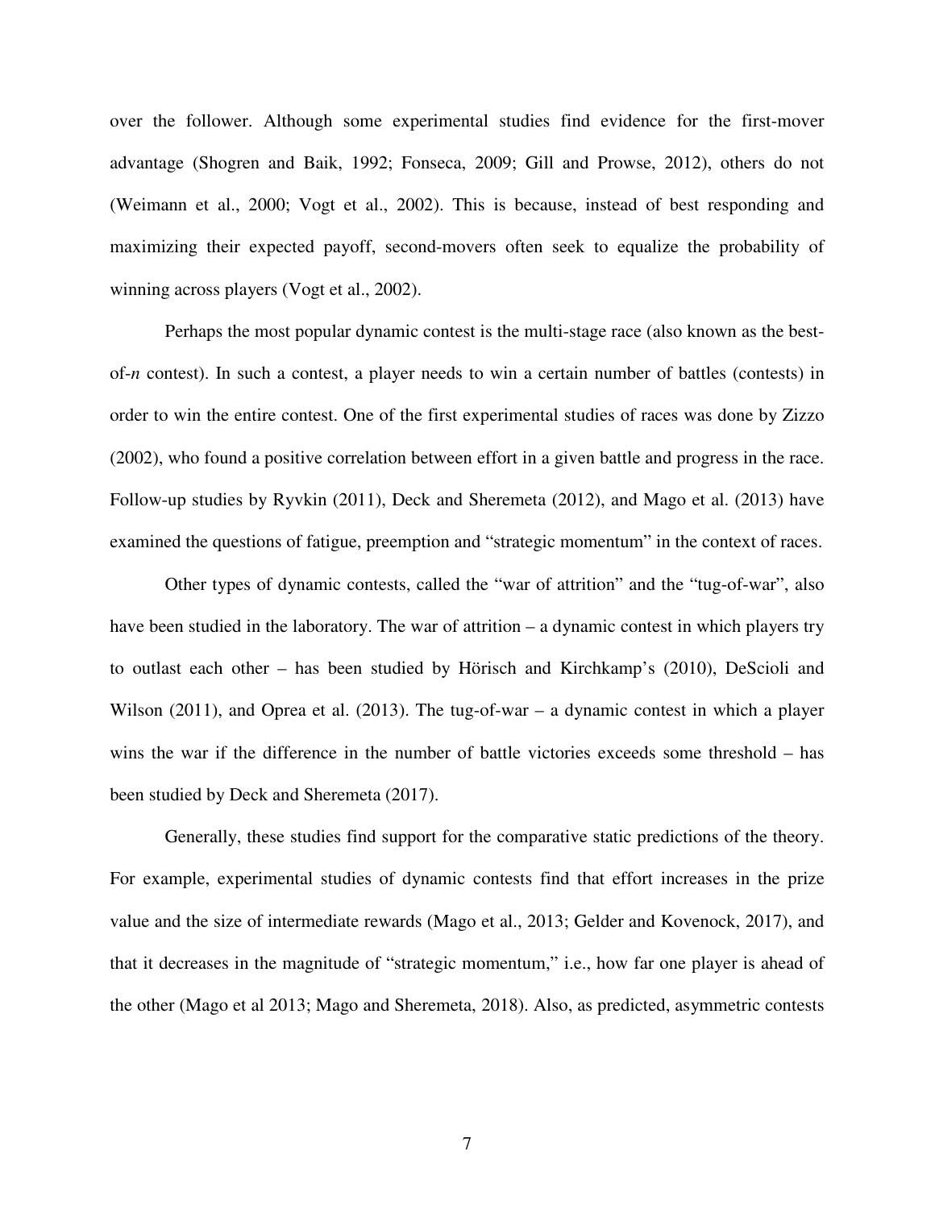over the follower. Although some experimental studies find evidence for the first-mover advantage (Shogren and Baik, 1992; Fonseca, 2009; Gill and Prowse, 2012), others do not (Weimann et al., 2000; Vogt et al., 2002). This is because, instead of best responding and maximizing their expected payoff, second-movers often seek to equalize the probability of winning across players (Vogt et al., 2002).

Perhaps the most popular dynamic contest is the multi-stage race (also known as the best-of-*n* contest). In such a contest, a player needs to win a certain number of battles (contests) in order to win the entire contest. One of the first experimental studies of races was done by Zizzo (2002), who found a positive correlation between effort in a given battle and progress in the race. Follow-up studies by Ryvkin (2011), Deck and Sheremeta (2012), and Mago et al. (2013) have examined the questions of fatigue, preemption and "strategic momentum" in the context of races.

Other types of dynamic contests, called the "war of attrition" and the "tug-of-war", also have been studied in the laboratory. The war of attrition – a dynamic contest in which players try to outlast each other – has been studied by Hörisch and Kirchkamp's (2010), DeScioli and Wilson (2011), and Oprea et al. (2013). The tug-of-war – a dynamic contest in which a player wins the war if the difference in the number of battle victories exceeds some threshold – has been studied by Deck and Sheremeta (2017).

Generally, these studies find support for the comparative static predictions of the theory. For example, experimental studies of dynamic contests find that effort increases in the prize value and the size of intermediate rewards (Mago et al., 2013; Gelder and Kovenock, 2017), and that it decreases in the magnitude of "strategic momentum," i.e., how far one player is ahead of the other (Mago et al 2013; Mago and Sheremeta, 2018). Also, as predicted, asymmetric contests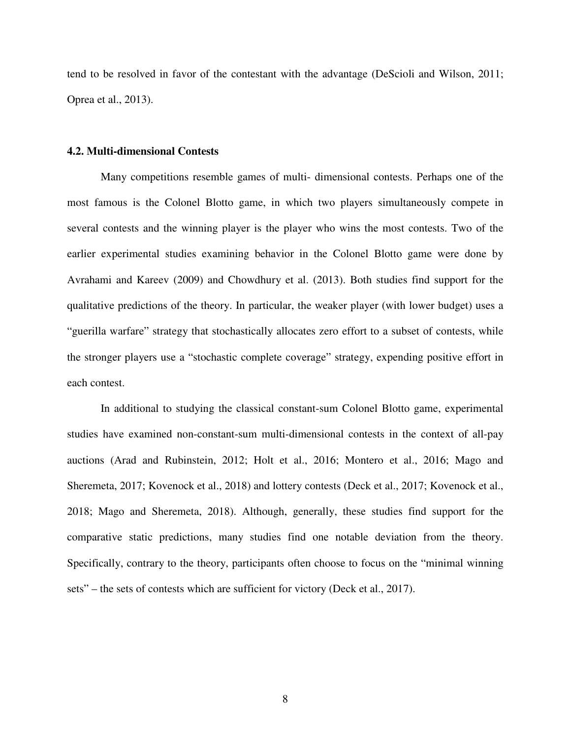tend to be resolved in favor of the contestant with the advantage (DeScioli and Wilson, 2011; Oprea et al., 2013).

### 4.2. Multi-dimensional Contests

Many competitions resemble games of multi- dimensional contests. Perhaps one of the most famous is the Colonel Blotto game, in which two players simultaneously compete in several contests and the winning player is the player who wins the most contests. Two of the earlier experimental studies examining behavior in the Colonel Blotto game were done by Avrahami and Kareev (2009) and Chowdhury et al. (2013). Both studies find support for the qualitative predictions of the theory. In particular, the weaker player (with lower budget) uses a "guerilla warfare" strategy that stochastically allocates zero effort to a subset of contests, while the stronger players use a "stochastic complete coverage" strategy, expending positive effort in each contest.

In additional to studying the classical constant-sum Colonel Blotto game, experimental studies have examined non-constant-sum multi-dimensional contests in the context of all-pay auctions (Arad and Rubinstein, 2012; Holt et al., 2016; Montero et al., 2016; Mago and Sheremeta, 2017; Kovenock et al., 2018) and lottery contests (Deck et al., 2017; Kovenock et al., 2018; Mago and Sheremeta, 2018). Although, generally, these studies find support for the comparative static predictions, many studies find one notable deviation from the theory. Specifically, contrary to the theory, participants often choose to focus on the "minimal winning sets" – the sets of contests which are sufficient for victory (Deck et al., 2017).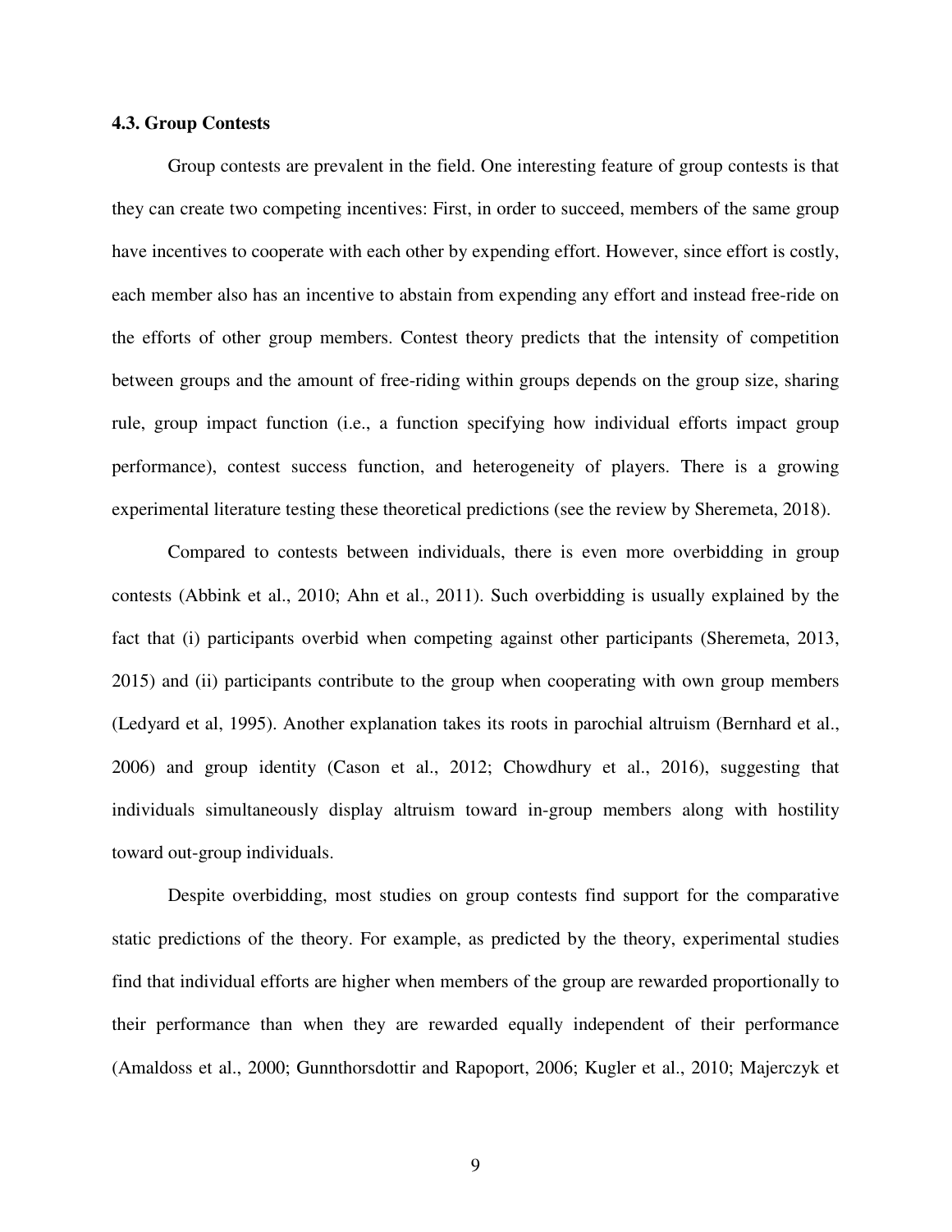### 4.3. Group Contests

Group contests are prevalent in the field. One interesting feature of group contests is that they can create two competing incentives: First, in order to succeed, members of the same group have incentives to cooperate with each other by expending effort. However, since effort is costly, each member also has an incentive to abstain from expending any effort and instead free-ride on the efforts of other group members. Contest theory predicts that the intensity of competition between groups and the amount of free-riding within groups depends on the group size, sharing rule, group impact function (i.e., a function specifying how individual efforts impact group performance), contest success function, and heterogeneity of players. There is a growing experimental literature testing these theoretical predictions (see the review by Sheremeta, 2018).

Compared to contests between individuals, there is even more overbidding in group contests (Abbink et al., 2010; Ahn et al., 2011). Such overbidding is usually explained by the fact that (i) participants overbid when competing against other participants (Sheremeta, 2013, 2015) and (ii) participants contribute to the group when cooperating with own group members (Ledyard et al, 1995). Another explanation takes its roots in parochial altruism (Bernhard et al., 2006) and group identity (Cason et al., 2012; Chowdhury et al., 2016), suggesting that individuals simultaneously display altruism toward in-group members along with hostility toward out-group individuals.

Despite overbidding, most studies on group contests find support for the comparative static predictions of the theory. For example, as predicted by the theory, experimental studies find that individual efforts are higher when members of the group are rewarded proportionally to their performance than when they are rewarded equally independent of their performance (Amaldoss et al., 2000; Gunnthorsdottir and Rapoport, 2006; Kugler et al., 2010; Majerczyk et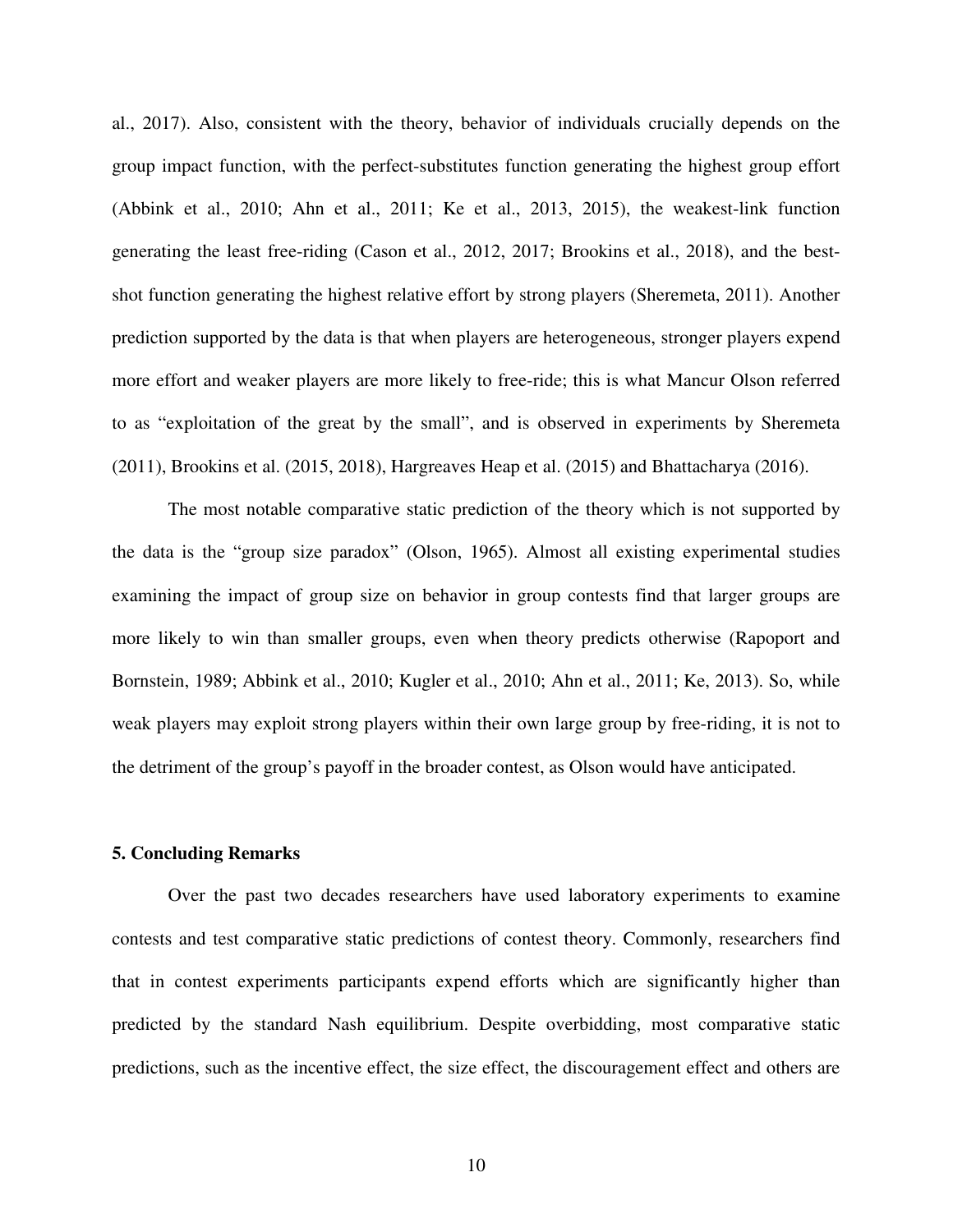al., 2017). Also, consistent with the theory, behavior of individuals crucially depends on the group impact function, with the perfect-substitutes function generating the highest group effort (Abbink et al., 2010; Ahn et al., 2011; Ke et al., 2013, 2015), the weakest-link function generating the least free-riding (Cason et al., 2012, 2017; Brookins et al., 2018), and the best-shot function generating the highest relative effort by strong players (Sheremeta, 2011). Another prediction supported by the data is that when players are heterogeneous, stronger players expend more effort and weaker players are more likely to free-ride; this is what Mancur Olson referred to as "exploitation of the great by the small", and is observed in experiments by Sheremeta (2011), Brookins et al. (2015, 2018), Hargreaves Heap et al. (2015) and Bhattacharya (2016).

The most notable comparative static prediction of the theory which is not supported by the data is the "group size paradox" (Olson, 1965). Almost all existing experimental studies examining the impact of group size on behavior in group contests find that larger groups are more likely to win than smaller groups, even when theory predicts otherwise (Rapoport and Bornstein, 1989; Abbink et al., 2010; Kugler et al., 2010; Ahn et al., 2011; Ke, 2013). So, while weak players may exploit strong players within their own large group by free-riding, it is not to the detriment of the group's payoff in the broader contest, as Olson would have anticipated.

## 5. Concluding Remarks

Over the past two decades researchers have used laboratory experiments to examine contests and test comparative static predictions of contest theory. Commonly, researchers find that in contest experiments participants expend efforts which are significantly higher than predicted by the standard Nash equilibrium. Despite overbidding, most comparative static predictions, such as the incentive effect, the size effect, the discouragement effect and others are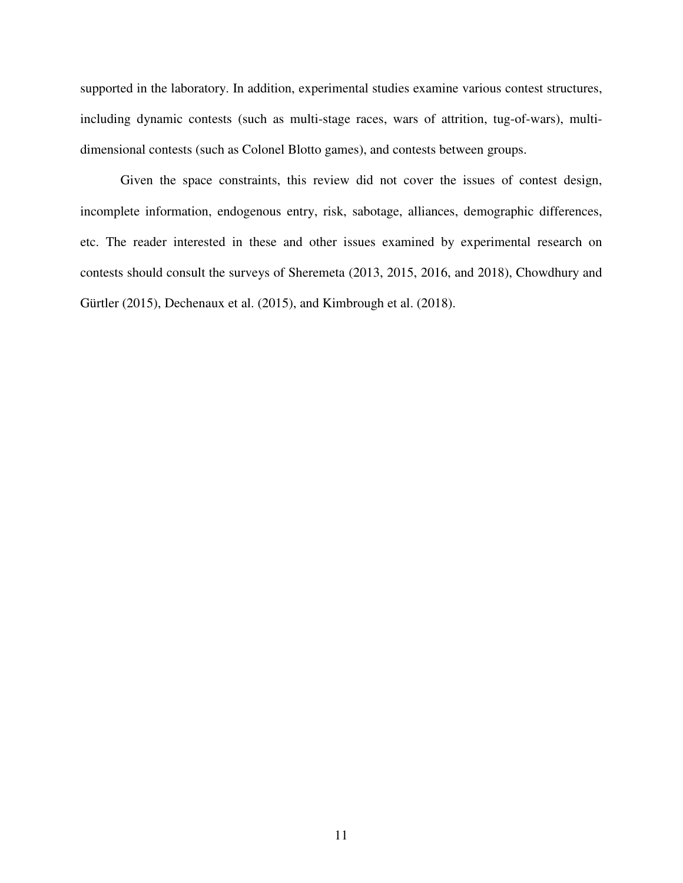supported in the laboratory. In addition, experimental studies examine various contest structures, including dynamic contests (such as multi-stage races, wars of attrition, tug-of-wars), multi-dimensional contests (such as Colonel Blotto games), and contests between groups.

Given the space constraints, this review did not cover the issues of contest design, incomplete information, endogenous entry, risk, sabotage, alliances, demographic differences, etc. The reader interested in these and other issues examined by experimental research on contests should consult the surveys of Sheremeta (2013, 2015, 2016, and 2018), Chowdhury and Gürtler (2015), Dechenaux et al. (2015), and Kimbrough et al. (2018).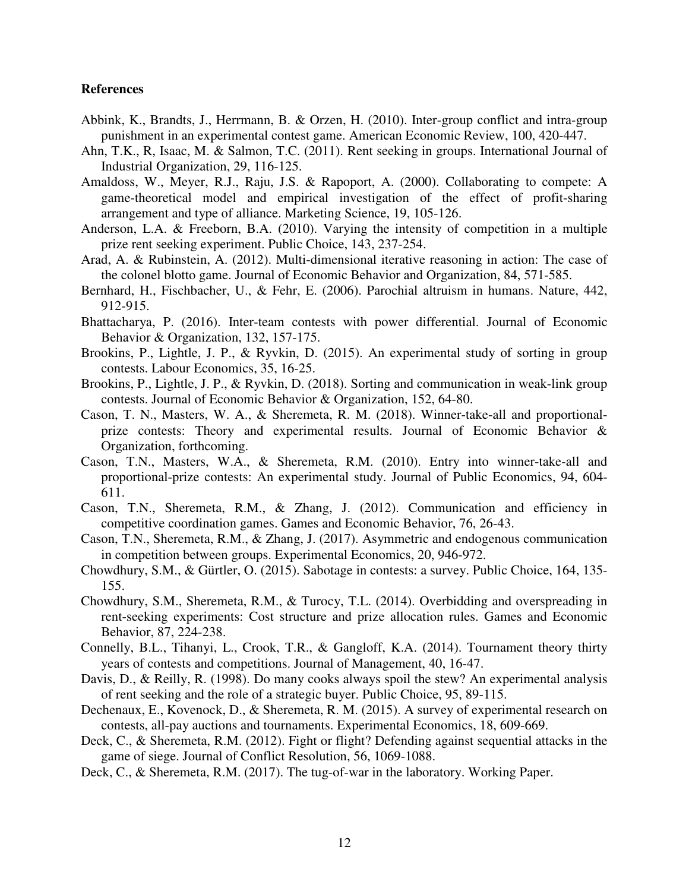**References**

Abbink, K., Brandts, J., Herrmann, B. & Orzen, H. (2010). Inter-group conflict and intra-group punishment in an experimental contest game. American Economic Review, 100, 420-447.

Ahn, T.K., R, Isaac, M. & Salmon, T.C. (2011). Rent seeking in groups. International Journal of Industrial Organization, 29, 116-125.

Amaldoss, W., Meyer, R.J., Raju, J.S. & Rapoport, A. (2000). Collaborating to compete: A game-theoretical model and empirical investigation of the effect of profit-sharing arrangement and type of alliance. Marketing Science, 19, 105-126.

Anderson, L.A. & Freeborn, B.A. (2010). Varying the intensity of competition in a multiple prize rent seeking experiment. Public Choice, 143, 237-254.

Arad, A. & Rubinstein, A. (2012). Multi-dimensional iterative reasoning in action: The case of the colonel blotto game. Journal of Economic Behavior and Organization, 84, 571-585.

Bernhard, H., Fischbacher, U., & Fehr, E. (2006). Parochial altruism in humans. Nature, 442, 912-915.

Bhattacharya, P. (2016). Inter-team contests with power differential. Journal of Economic Behavior & Organization, 132, 157-175.

Brookins, P., Lightle, J. P., & Ryvkin, D. (2015). An experimental study of sorting in group contests. Labour Economics, 35, 16-25.

Brookins, P., Lightle, J. P., & Ryvkin, D. (2018). Sorting and communication in weak-link group contests. Journal of Economic Behavior & Organization, 152, 64-80.

Cason, T. N., Masters, W. A., & Sheremeta, R. M. (2018). Winner-take-all and proportional-prize contests: Theory and experimental results. Journal of Economic Behavior & Organization, forthcoming.

Cason, T.N., Masters, W.A., & Sheremeta, R.M. (2010). Entry into winner-take-all and proportional-prize contests: An experimental study. Journal of Public Economics, 94, 604-611.

Cason, T.N., Sheremeta, R.M., & Zhang, J. (2012). Communication and efficiency in competitive coordination games. Games and Economic Behavior, 76, 26-43.

Cason, T.N., Sheremeta, R.M., & Zhang, J. (2017). Asymmetric and endogenous communication in competition between groups. Experimental Economics, 20, 946-972.

Chowdhury, S.M., & Gürtler, O. (2015). Sabotage in contests: a survey. Public Choice, 164, 135-155.

Chowdhury, S.M., Sheremeta, R.M., & Turocy, T.L. (2014). Overbidding and overspreading in rent-seeking experiments: Cost structure and prize allocation rules. Games and Economic Behavior, 87, 224-238.

Connelly, B.L., Tihanyi, L., Crook, T.R., & Gangloff, K.A. (2014). Tournament theory thirty years of contests and competitions. Journal of Management, 40, 16-47.

Davis, D., & Reilly, R. (1998). Do many cooks always spoil the stew? An experimental analysis of rent seeking and the role of a strategic buyer. Public Choice, 95, 89-115.

Dechenaux, E., Kovenock, D., & Sheremeta, R. M. (2015). A survey of experimental research on contests, all-pay auctions and tournaments. Experimental Economics, 18, 609-669.

Deck, C., & Sheremeta, R.M. (2012). Fight or flight? Defending against sequential attacks in the game of siege. Journal of Conflict Resolution, 56, 1069-1088.

Deck, C., & Sheremeta, R.M. (2017). The tug-of-war in the laboratory. Working Paper.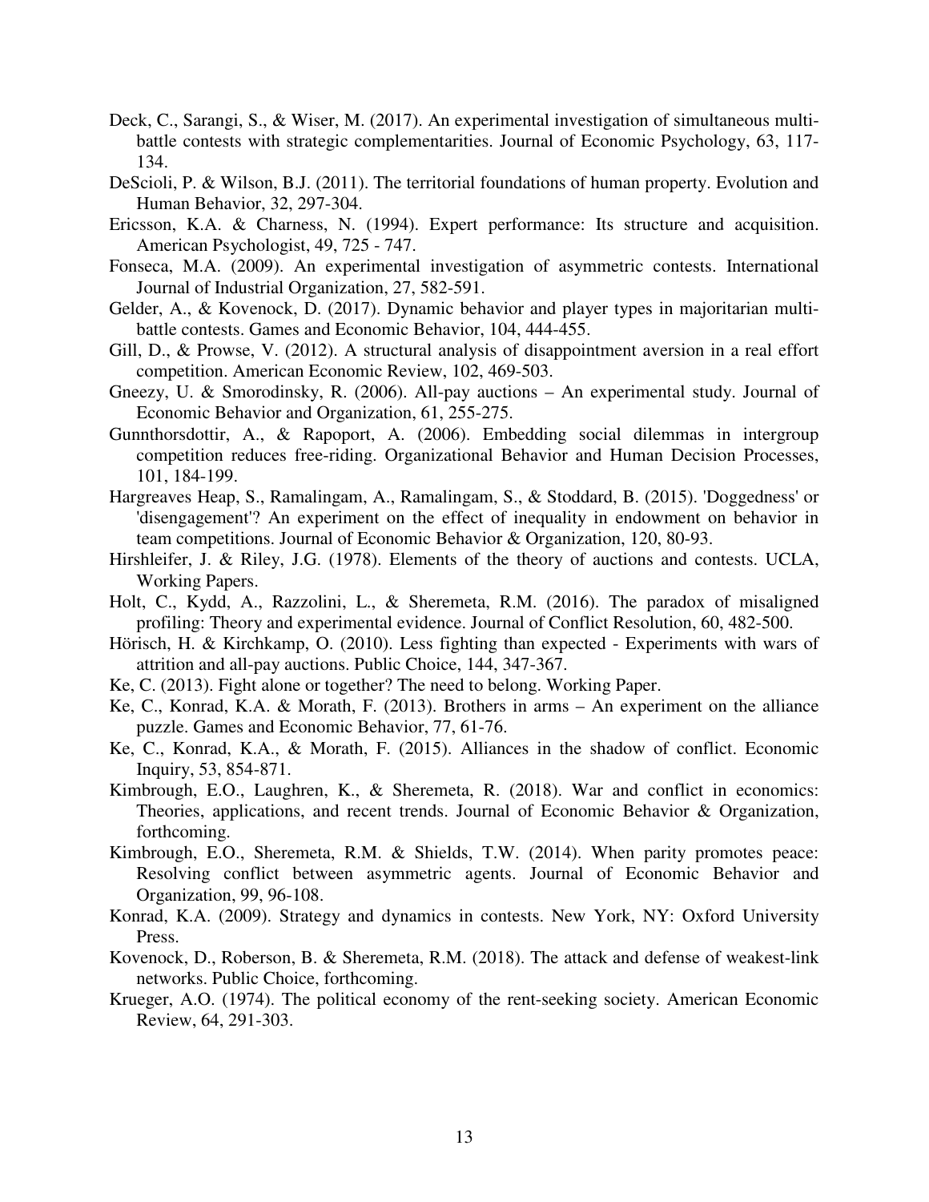Deck, C., Sarangi, S., & Wiser, M. (2017). An experimental investigation of simultaneous multi-battle contests with strategic complementarities. Journal of Economic Psychology, 63, 117-134.

DeScioli, P. & Wilson, B.J. (2011). The territorial foundations of human property. Evolution and Human Behavior, 32, 297-304.

Ericsson, K.A. & Charness, N. (1994). Expert performance: Its structure and acquisition. American Psychologist, 49, 725 - 747.

Fonseca, M.A. (2009). An experimental investigation of asymmetric contests. International Journal of Industrial Organization, 27, 582-591.

Gelder, A., & Kovenock, D. (2017). Dynamic behavior and player types in majoritarian multi-battle contests. Games and Economic Behavior, 104, 444-455.

Gill, D., & Prowse, V. (2012). A structural analysis of disappointment aversion in a real effort competition. American Economic Review, 102, 469-503.

Gneezy, U. & Smorodinsky, R. (2006). All-pay auctions – An experimental study. Journal of Economic Behavior and Organization, 61, 255-275.

Gunnthorsdottir, A., & Rapoport, A. (2006). Embedding social dilemmas in intergroup competition reduces free-riding. Organizational Behavior and Human Decision Processes, 101, 184-199.

Hargreaves Heap, S., Ramalingam, A., Ramalingam, S., & Stoddard, B. (2015). 'Doggedness' or 'disengagement'? An experiment on the effect of inequality in endowment on behavior in team competitions. Journal of Economic Behavior & Organization, 120, 80-93.

Hirshleifer, J. & Riley, J.G. (1978). Elements of the theory of auctions and contests. UCLA, Working Papers.

Holt, C., Kydd, A., Razzolini, L., & Sheremeta, R.M. (2016). The paradox of misaligned profiling: Theory and experimental evidence. Journal of Conflict Resolution, 60, 482-500.

Hörisch, H. & Kirchkamp, O. (2010). Less fighting than expected - Experiments with wars of attrition and all-pay auctions. Public Choice, 144, 347-367.

Ke, C. (2013). Fight alone or together? The need to belong. Working Paper.

Ke, C., Konrad, K.A. & Morath, F. (2013). Brothers in arms – An experiment on the alliance puzzle. Games and Economic Behavior, 77, 61-76.

Ke, C., Konrad, K.A., & Morath, F. (2015). Alliances in the shadow of conflict. Economic Inquiry, 53, 854-871.

Kimbrough, E.O., Laughren, K., & Sheremeta, R. (2018). War and conflict in economics: Theories, applications, and recent trends. Journal of Economic Behavior & Organization, forthcoming.

Kimbrough, E.O., Sheremeta, R.M. & Shields, T.W. (2014). When parity promotes peace: Resolving conflict between asymmetric agents. Journal of Economic Behavior and Organization, 99, 96-108.

Konrad, K.A. (2009). Strategy and dynamics in contests. New York, NY: Oxford University Press.

Kovenock, D., Roberson, B. & Sheremeta, R.M. (2018). The attack and defense of weakest-link networks. Public Choice, forthcoming.

Krueger, A.O. (1974). The political economy of the rent-seeking society. American Economic Review, 64, 291-303.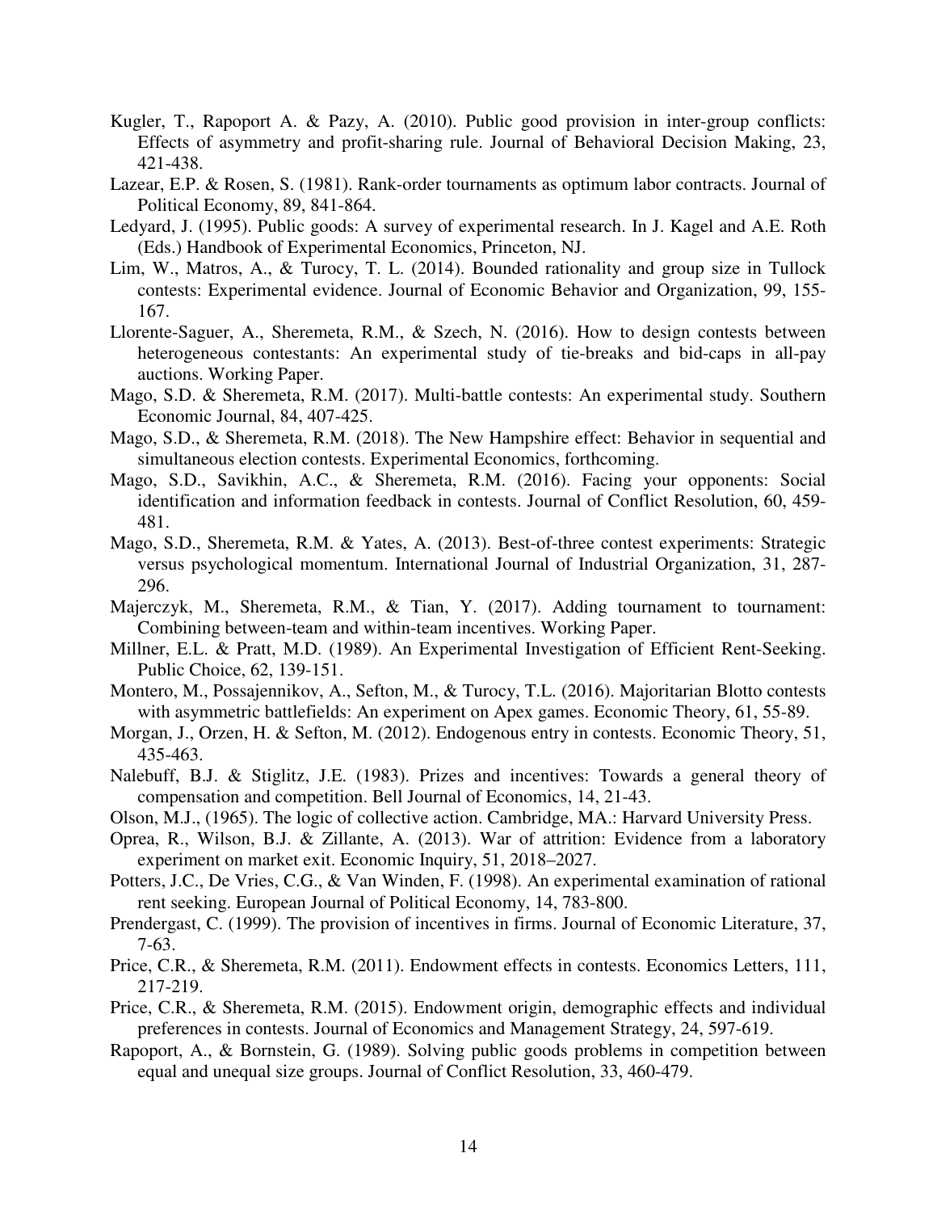Kugler, T., Rapoport A. & Pazy, A. (2010). Public good provision in inter-group conflicts: Effects of asymmetry and profit-sharing rule. Journal of Behavioral Decision Making, 23, 421-438.

Lazear, E.P. & Rosen, S. (1981). Rank-order tournaments as optimum labor contracts. Journal of Political Economy, 89, 841-864.

Ledyard, J. (1995). Public goods: A survey of experimental research. In J. Kagel and A.E. Roth (Eds.) Handbook of Experimental Economics, Princeton, NJ.

Lim, W., Matros, A., & Turocy, T. L. (2014). Bounded rationality and group size in Tullock contests: Experimental evidence. Journal of Economic Behavior and Organization, 99, 155-167.

Llorente-Saguer, A., Sheremeta, R.M., & Szech, N. (2016). How to design contests between heterogeneous contestants: An experimental study of tie-breaks and bid-caps in all-pay auctions. Working Paper.

Mago, S.D. & Sheremeta, R.M. (2017). Multi-battle contests: An experimental study. Southern Economic Journal, 84, 407-425.

Mago, S.D., & Sheremeta, R.M. (2018). The New Hampshire effect: Behavior in sequential and simultaneous election contests. Experimental Economics, forthcoming.

Mago, S.D., Savikhin, A.C., & Sheremeta, R.M. (2016). Facing your opponents: Social identification and information feedback in contests. Journal of Conflict Resolution, 60, 459-481.

Mago, S.D., Sheremeta, R.M. & Yates, A. (2013). Best-of-three contest experiments: Strategic versus psychological momentum. International Journal of Industrial Organization, 31, 287-296.

Majerczyk, M., Sheremeta, R.M., & Tian, Y. (2017). Adding tournament to tournament: Combining between-team and within-team incentives. Working Paper.

Millner, E.L. & Pratt, M.D. (1989). An Experimental Investigation of Efficient Rent-Seeking. Public Choice, 62, 139-151.

Montero, M., Possajennikov, A., Sefton, M., & Turocy, T.L. (2016). Majoritarian Blotto contests with asymmetric battlefields: An experiment on Apex games. Economic Theory, 61, 55-89.

Morgan, J., Orzen, H. & Sefton, M. (2012). Endogenous entry in contests. Economic Theory, 51, 435-463.

Nalebuff, B.J. & Stiglitz, J.E. (1983). Prizes and incentives: Towards a general theory of compensation and competition. Bell Journal of Economics, 14, 21-43.

Olson, M.J., (1965). The logic of collective action. Cambridge, MA.: Harvard University Press.

Oprea, R., Wilson, B.J. & Zillante, A. (2013). War of attrition: Evidence from a laboratory experiment on market exit. Economic Inquiry, 51, 2018–2027.

Potters, J.C., De Vries, C.G., & Van Winden, F. (1998). An experimental examination of rational rent seeking. European Journal of Political Economy, 14, 783-800.

Prendergast, C. (1999). The provision of incentives in firms. Journal of Economic Literature, 37, 7-63.

Price, C.R., & Sheremeta, R.M. (2011). Endowment effects in contests. Economics Letters, 111, 217-219.

Price, C.R., & Sheremeta, R.M. (2015). Endowment origin, demographic effects and individual preferences in contests. Journal of Economics and Management Strategy, 24, 597-619.

Rapoport, A., & Bornstein, G. (1989). Solving public goods problems in competition between equal and unequal size groups. Journal of Conflict Resolution, 33, 460-479.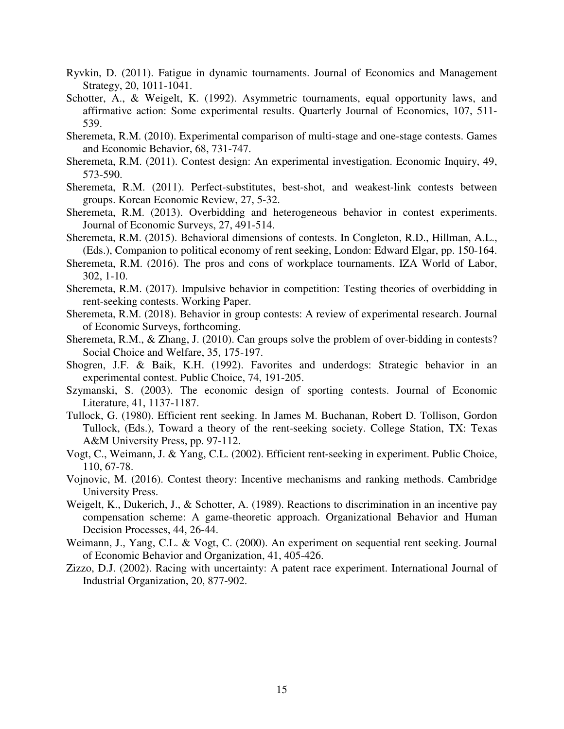Ryvkin, D. (2011). Fatigue in dynamic tournaments. Journal of Economics and Management Strategy, 20, 1011-1041.

Schotter, A., & Weigelt, K. (1992). Asymmetric tournaments, equal opportunity laws, and affirmative action: Some experimental results. Quarterly Journal of Economics, 107, 511-539.

Sheremeta, R.M. (2010). Experimental comparison of multi-stage and one-stage contests. Games and Economic Behavior, 68, 731-747.

Sheremeta, R.M. (2011). Contest design: An experimental investigation. Economic Inquiry, 49, 573-590.

Sheremeta, R.M. (2011). Perfect-substitutes, best-shot, and weakest-link contests between groups. Korean Economic Review, 27, 5-32.

Sheremeta, R.M. (2013). Overbidding and heterogeneous behavior in contest experiments. Journal of Economic Surveys, 27, 491-514.

Sheremeta, R.M. (2015). Behavioral dimensions of contests. In Congleton, R.D., Hillman, A.L., (Eds.), Companion to political economy of rent seeking, London: Edward Elgar, pp. 150-164.

Sheremeta, R.M. (2016). The pros and cons of workplace tournaments. IZA World of Labor, 302, 1-10.

Sheremeta, R.M. (2017). Impulsive behavior in competition: Testing theories of overbidding in rent-seeking contests. Working Paper.

Sheremeta, R.M. (2018). Behavior in group contests: A review of experimental research. Journal of Economic Surveys, forthcoming.

Sheremeta, R.M., & Zhang, J. (2010). Can groups solve the problem of over-bidding in contests? Social Choice and Welfare, 35, 175-197.

Shogren, J.F. & Baik, K.H. (1992). Favorites and underdogs: Strategic behavior in an experimental contest. Public Choice, 74, 191-205.

Szymanski, S. (2003). The economic design of sporting contests. Journal of Economic Literature, 41, 1137-1187.

Tullock, G. (1980). Efficient rent seeking. In James M. Buchanan, Robert D. Tollison, Gordon Tullock, (Eds.), Toward a theory of the rent-seeking society. College Station, TX: Texas A&M University Press, pp. 97-112.

Vogt, C., Weimann, J. & Yang, C.L. (2002). Efficient rent-seeking in experiment. Public Choice, 110, 67-78.

Vojnovic, M. (2016). Contest theory: Incentive mechanisms and ranking methods. Cambridge University Press.

Weigelt, K., Dukerich, J., & Schotter, A. (1989). Reactions to discrimination in an incentive pay compensation scheme: A game-theoretic approach. Organizational Behavior and Human Decision Processes, 44, 26-44.

Weimann, J., Yang, C.L. & Vogt, C. (2000). An experiment on sequential rent seeking. Journal of Economic Behavior and Organization, 41, 405-426.

Zizzo, D.J. (2002). Racing with uncertainty: A patent race experiment. International Journal of Industrial Organization, 20, 877-902.